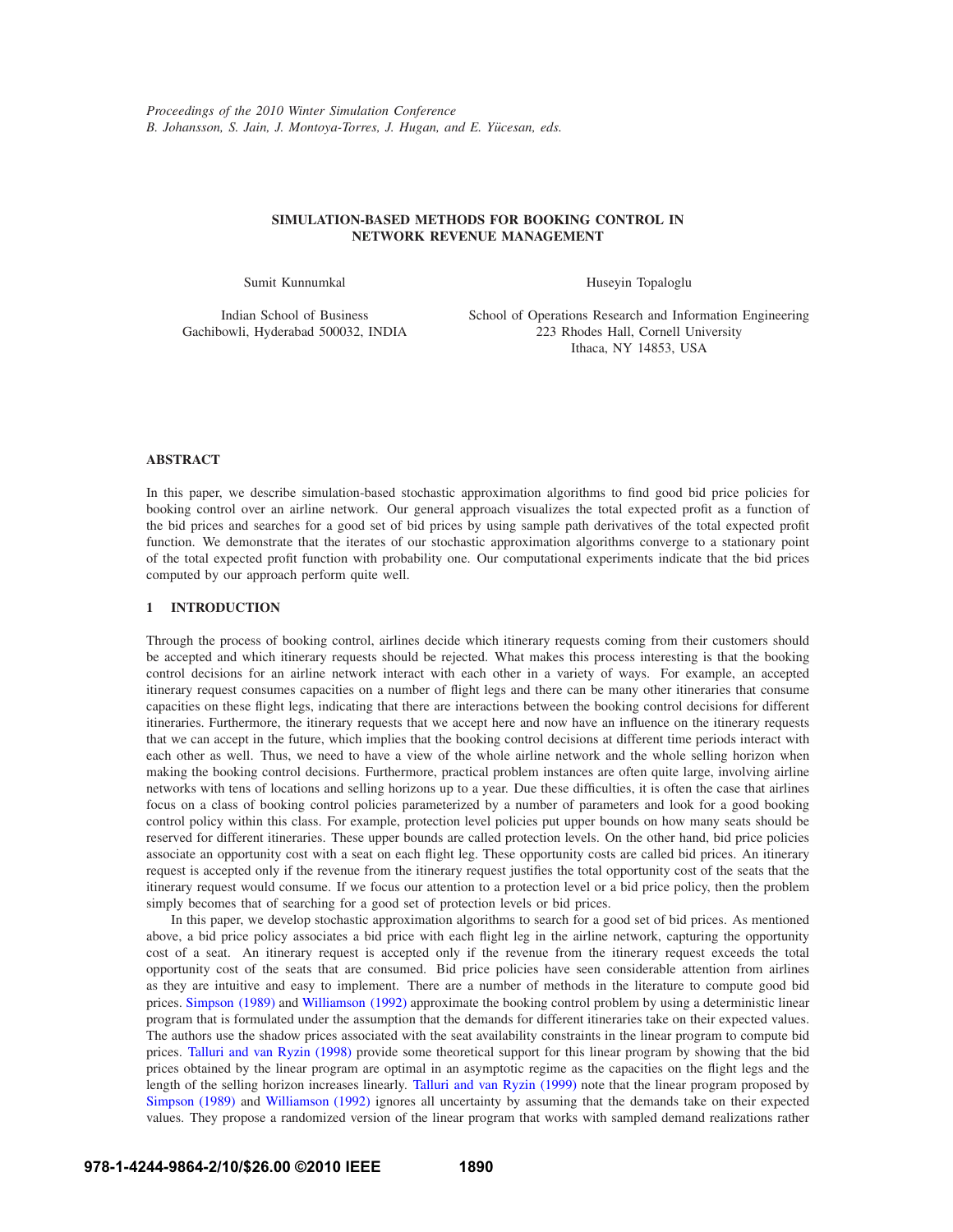# SIMULATION-BASED METHODS FOR BOOKING CONTROL IN NETWORK REVENUE MANAGEMENT

Sumit Kunnumkal

Indian School of Business
Gachibowli, Hyderabad 500032, INDIA

Huseyin Topaloglu

School of Operations Research and Information Engineering
223 Rhodes Hall, Cornell University
Ithaca, NY 14853, USA

## ABSTRACT

In this paper, we describe simulation-based stochastic approximation algorithms to find good bid price policies for booking control over an airline network. Our general approach visualizes the total expected profit as a function of the bid prices and searches for a good set of bid prices by using sample path derivatives of the total expected profit function. We demonstrate that the iterates of our stochastic approximation algorithms converge to a stationary point of the total expected profit function with probability one. Our computational experiments indicate that the bid prices computed by our approach perform quite well.

## 1 INTRODUCTION

Through the process of booking control, airlines decide which itinerary requests coming from their customers should be accepted and which itinerary requests should be rejected. What makes this process interesting is that the booking control decisions for an airline network interact with each other in a variety of ways. For example, an accepted itinerary request consumes capacities on a number of flight legs and there can be many other itineraries that consume capacities on these flight legs, indicating that there are interactions between the booking control decisions for different itineraries. Furthermore, the itinerary requests that we accept here and now have an influence on the itinerary requests that we can accept in the future, which implies that the booking control decisions at different time periods interact with each other as well. Thus, we need to have a view of the whole airline network and the whole selling horizon when making the booking control decisions. Furthermore, practical problem instances are often quite large, involving airline networks with tens of locations and selling horizons up to a year. Due these difficulties, it is often the case that airlines focus on a class of booking control policies parameterized by a number of parameters and look for a good booking control policy within this class. For example, protection level policies put upper bounds on how many seats should be reserved for different itineraries. These upper bounds are called protection levels. On the other hand, bid price policies associate an opportunity cost with a seat on each flight leg. These opportunity costs are called bid prices. An itinerary request is accepted only if the revenue from the itinerary request justifies the total opportunity cost of the seats that the itinerary request would consume. If we focus our attention to a protection level or a bid price policy, then the problem simply becomes that of searching for a good set of protection levels or bid prices.

In this paper, we develop stochastic approximation algorithms to search for a good set of bid prices. As mentioned above, a bid price policy associates a bid price with each flight leg in the airline network, capturing the opportunity cost of a seat. An itinerary request is accepted only if the revenue from the itinerary request exceeds the total opportunity cost of the seats that are consumed. Bid price policies have seen considerable attention from airlines as they are intuitive and easy to implement. There are a number of methods in the literature to compute good bid prices. Simpson (1989) and Williamson (1992) approximate the booking control problem by using a deterministic linear program that is formulated under the assumption that the demands for different itineraries take on their expected values. The authors use the shadow prices associated with the seat availability constraints in the linear program to compute bid prices. Talluri and van Ryzin (1998) provide some theoretical support for this linear program by showing that the bid prices obtained by the linear program are optimal in an asymptotic regime as the capacities on the flight legs and the length of the selling horizon increases linearly. Talluri and van Ryzin (1999) note that the linear program proposed by Simpson (1989) and Williamson (1992) ignores all uncertainty by assuming that the demands take on their expected values. They propose a randomized version of the linear program that works with sampled demand realizations rather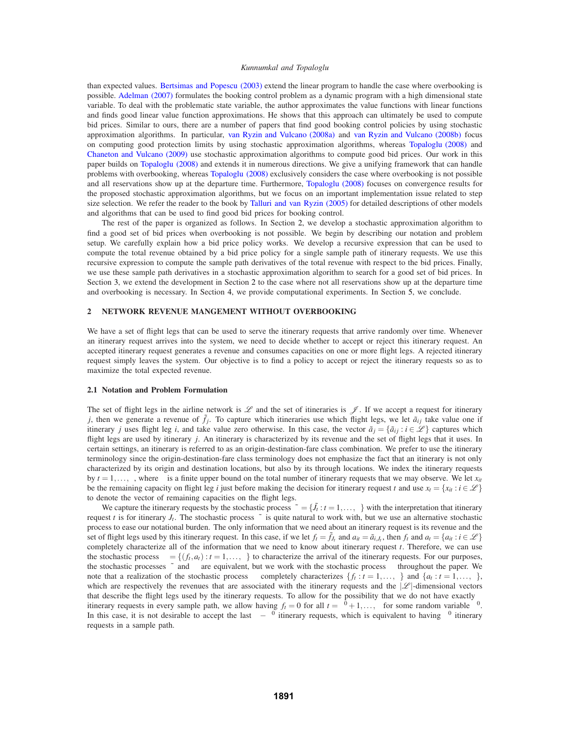than expected values. Bertsimas and Popescu (2003) extend the linear program to handle the case where overbooking is possible. Adelman (2007) formulates the booking control problem as a dynamic program with a high dimensional state variable. To deal with the problematic state variable, the author approximates the value functions with linear functions and finds good linear value function approximations. He shows that this approach can ultimately be used to compute bid prices. Similar to ours, there are a number of papers that find good booking control policies by using stochastic approximation algorithms. In particular, van Ryzin and Vulcano (2008a) and van Ryzin and Vulcano (2008b) focus on computing good protection limits by using stochastic approximation algorithms, whereas Topaloglu (2008) and Chaneton and Vulcano (2009) use stochastic approximation algorithms to compute good bid prices. Our work in this paper builds on Topaloglu (2008) and extends it in numerous directions. We give a unifying framework that can handle problems with overbooking, whereas Topaloglu (2008) exclusively considers the case where overbooking is not possible and all reservations show up at the departure time. Furthermore, Topaloglu (2008) focuses on convergence results for the proposed stochastic approximation algorithms, but we focus on an important implementation issue related to step size selection. We refer the reader to the book by Talluri and van Ryzin (2005) for detailed descriptions of other models and algorithms that can be used to find good bid prices for booking control.

The rest of the paper is organized as follows. In Section 2, we develop a stochastic approximation algorithm to find a good set of bid prices when overbooking is not possible. We begin by describing our notation and problem setup. We carefully explain how a bid price policy works. We develop a recursive expression that can be used to compute the total revenue obtained by a bid price policy for a single sample path of itinerary requests. We use this recursive expression to compute the sample path derivatives of the total revenue with respect to the bid prices. Finally, we use these sample path derivatives in a stochastic approximation algorithm to search for a good set of bid prices. In Section 3, we extend the development in Section 2 to the case where not all reservations show up at the departure time and overbooking is necessary. In Section 4, we provide computational experiments. In Section 5, we conclude.

## 2 NETWORK REVENUE MANGEMENT WITHOUT OVERBOOKING

We have a set of flight legs that can be used to serve the itinerary requests that arrive randomly over time. Whenever an itinerary request arrives into the system, we need to decide whether to accept or reject this itinerary request. An accepted itinerary request generates a revenue and consumes capacities on one or more flight legs. A rejected itinerary request simply leaves the system. Our objective is to find a policy to accept or reject the itinerary requests so as to maximize the total expected revenue.

### 2.1 Notation and Problem Formulation

The set of flight legs in the airline network is $\mathscr{L}$ and the set of itineraries is $\mathscr{J}$. If we accept a request for itinerary $j$, then we generate a revenue of $\tilde{f}_j$. To capture which itineraries use which flight legs, we let $\tilde{a}_{ij}$ take value one if itinerary $j$ uses flight leg $i$, and take value zero otherwise. In this case, the vector $\tilde{a}_j = \{\tilde{a}_{ij} : i \in \mathscr{L}\}$ captures which flight legs are used by itinerary $j$. An itinerary is characterized by its revenue and the set of flight legs that it uses. In certain settings, an itinerary is referred to as an origin-destination-fare class combination. We prefer to use the itinerary terminology since the origin-destination-fare class terminology does not emphasize the fact that an itinerary is not only characterized by its origin and destination locations, but also by its through locations. We index the itinerary requests by $t = 1,\ldots,$ , where  is a finite upper bound on the total number of itinerary requests that we may observe. We let $x_{it}$ be the remaining capacity on flight leg $i$ just before making the decision for itinerary request $t$ and use $x_t = \{x_{it} : i \in \mathscr{L}\}$ to denote the vector of remaining capacities on the flight legs.

We capture the itinerary requests by the stochastic process $\tilde{\ } = \{\tilde{J}_t : t = 1,\ldots, \}$ with the interpretation that itinerary request $t$ is for itinerary $J_t$. The stochastic process $\tilde{\ }$ is quite natural to work with, but we use an alternative stochastic process to ease our notational burden. The only information that we need about an itinerary request is its revenue and the set of flight legs used by this itinerary request. In this case, if we let $f_t = \tilde{f}_{J_t}$ and $a_{it} = \tilde{a}_{i,J_t}$, then $f_t$ and $a_t = \{a_{it} : i \in \mathscr{L}\}$ completely characterize all of the information that we need to know about itinerary request $t$. Therefore, we can use the stochastic process  $= \{(f_t, a_t) : t = 1,\ldots, \}$ to characterize the arrival of the itinerary requests. For our purposes, the stochastic processes $\tilde{\ }$ and  are equivalent, but we work with the stochastic process  throughout the paper. We note that a realization of the stochastic process  completely characterizes $\{f_t : t = 1,\ldots, \}$ and $\{a_t : t = 1,\ldots, \}$, which are respectively the revenues that are associated with the itinerary requests and the $|\mathscr{L}|$-dimensional vectors that describe the flight legs used by the itinerary requests. To allow for the possibility that we do not have exactly  itinerary requests in every sample path, we allow having $f_t = 0$ for all $t = {}^0 + 1,\ldots,$  for some random variable ${}^0$. In this case, it is not desirable to accept the last $ - {}^0$ itinerary requests, which is equivalent to having ${}^0$ itinerary requests in a sample path.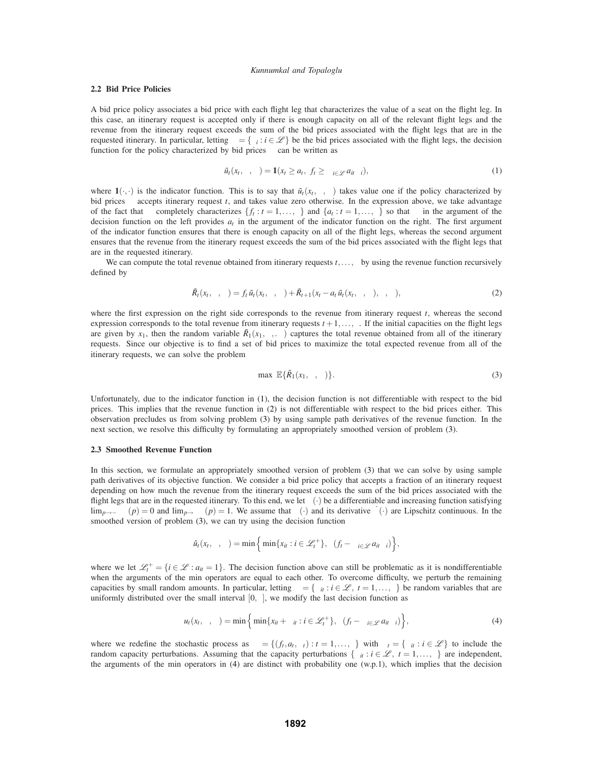### 2.2 Bid Price Policies

A bid price policy associates a bid price with each flight leg that characterizes the value of a seat on the flight leg. In this case, an itinerary request is accepted only if there is enough capacity on all of the relevant flight legs and the revenue from the itinerary request exceeds the sum of the bid prices associated with the flight legs that are in the requested itinerary. In particular, letting $\mu = \{\mu_i : i \in \mathscr{L}\}$ be the bid prices associated with the flight legs, the decision function for the policy characterized by bid prices $\mu$ can be written as

$$\tilde{u}_t(x_t, \mu, \omega) = \mathbf{1}(x_t \geq a_t,\ f_t \geq \textstyle\sum_{i \in \mathscr{L}} a_{it}\,\mu_i), \tag{1}$$

where $\mathbf{1}(\cdot,\cdot)$ is the indicator function. This is to say that $\tilde{u}_t(x_t, \mu, \omega)$ takes value one if the policy characterized by bid prices $\mu$ accepts itinerary request $t$, and takes value zero otherwise. In the expression above, we take advantage of the fact that $\omega$ completely characterizes $\{f_t : t = 1, \ldots, \tau\}$ and $\{a_t : t = 1, \ldots, \tau\}$ so that $\omega$ in the argument of the decision function on the left provides $a_t$ in the argument of the indicator function on the right. The first argument of the indicator function ensures that there is enough capacity on all of the flight legs, whereas the second argument ensures that the revenue from the itinerary request exceeds the sum of the bid prices associated with the flight legs that are in the requested itinerary.

We can compute the total revenue obtained from itinerary requests $t, \ldots, \tau$ by using the revenue function recursively defined by

$$\tilde{R}_t(x_t, \mu, \omega) = f_t\, \tilde{u}_t(x_t, \mu, \omega) + \tilde{R}_{t+1}(x_t - a_t\, \tilde{u}_t(x_t, \mu, \omega), \mu, \omega), \tag{2}$$

where the first expression on the right side corresponds to the revenue from itinerary request $t$, whereas the second expression corresponds to the total revenue from itinerary requests $t+1, \ldots, \tau$. If the initial capacities on the flight legs are given by $x_1$, then the random variable $\tilde{R}_1(x_1, \mu, \cdot)$ captures the total revenue obtained from all of the itinerary requests. Since our objective is to find a set of bid prices to maximize the total expected revenue from all of the itinerary requests, we can solve the problem

$$\max_{\mu}\ \mathbb{E}\{\tilde{R}_1(x_1, \mu, \omega)\}. \tag{3}$$

Unfortunately, due to the indicator function in (1), the decision function is not differentiable with respect to the bid prices. This implies that the revenue function in (2) is not differentiable with respect to the bid prices either. This observation precludes us from solving problem (3) by using sample path derivatives of the revenue function. In the next section, we resolve this difficulty by formulating an appropriately smoothed version of problem (3).

### 2.3 Smoothed Revenue Function

In this section, we formulate an appropriately smoothed version of problem (3) that we can solve by using sample path derivatives of its objective function. We consider a bid price policy that accepts a fraction of an itinerary request depending on how much the revenue from the itinerary request exceeds the sum of the bid prices associated with the flight legs that are in the requested itinerary. To this end, we let $\Phi(\cdot)$ be a differentiable and increasing function satisfying $\lim_{p \to -\infty} \Phi(p) = 0$ and $\lim_{p \to \infty} \Phi(p) = 1$. We assume that $\Phi(\cdot)$ and its derivative $\Phi'(\cdot)$ are Lipschitz continuous. In the smoothed version of problem (3), we can try using the decision function

$$\hat{u}_t(x_t, \mu, \omega) = \min\Big\{ \min\{x_{it} : i \in \mathscr{L}_t^+\},\ \Phi(f_t - \textstyle\sum_{i \in \mathscr{L}} a_{it}\,\mu_i) \Big\},$$

where we let $\mathscr{L}_t^+ = \{i \in \mathscr{L} : a_{it} = 1\}$. The decision function above can still be problematic as it is nondifferentiable when the arguments of the min operators are equal to each other. To overcome difficulty, we perturb the remaining capacities by small random amounts. In particular, letting $\xi = \{\xi_{it} : i \in \mathscr{L},\ t = 1, \ldots, \tau\}$ be random variables that are uniformly distributed over the small interval $[0, \varepsilon]$, we modify the last decision function as

$$u_t(x_t, \mu, \omega) = \min\Big\{ \min\{x_{it} + \xi_{it} : i \in \mathscr{L}_t^+\},\ \Phi(f_t - \textstyle\sum_{i \in \mathscr{L}} a_{it}\,\mu_i) \Big\}, \tag{4}$$

where we redefine the stochastic process as $\omega = \{(f_t, a_t, \xi_t) : t = 1, \ldots, \tau\}$ with $\xi_t = \{\xi_{it} : i \in \mathscr{L}\}$ to include the random capacity perturbations. Assuming that the capacity perturbations $\{\xi_{it} : i \in \mathscr{L},\ t = 1, \ldots, \tau\}$ are independent, the arguments of the min operators in (4) are distinct with probability one (w.p.1), which implies that the decision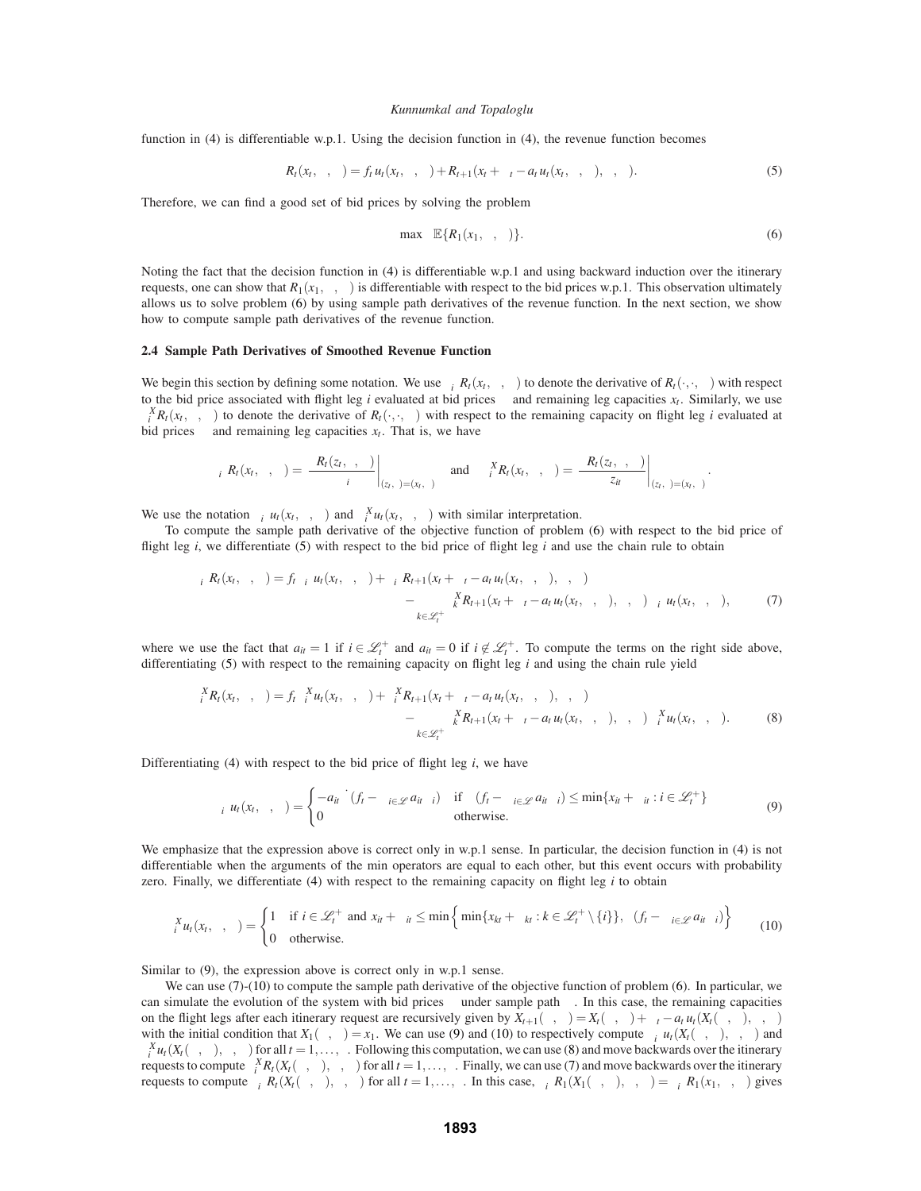function in (4) is differentiable w.p.1. Using the decision function in (4), the revenue function becomes

$$R_t(x_t, \lambda, \omega) = f_t\, u_t(x_t, \lambda, \omega) + R_{t+1}(x_t + \delta_t - a_t\, u_t(x_t, \lambda, \omega), \lambda, \omega). \tag{5}$$

Therefore, we can find a good set of bid prices by solving the problem

$$\max_{\lambda} \; \mathbb{E}\{R_1(x_1, \lambda, \omega)\}. \tag{6}$$

Noting the fact that the decision function in (4) is differentiable w.p.1 and using backward induction over the itinerary requests, one can show that $R_1(x_1, \lambda, \omega)$ is differentiable with respect to the bid prices w.p.1. This observation ultimately allows us to solve problem (6) by using sample path derivatives of the revenue function. In the next section, we show how to compute sample path derivatives of the revenue function.

### 2.4 Sample Path Derivatives of Smoothed Revenue Function

We begin this section by defining some notation. We use $\nabla_i R_t(x_t, \lambda, \omega)$ to denote the derivative of $R_t(\cdot, \cdot, \omega)$ with respect to the bid price associated with flight leg $i$ evaluated at bid prices $\lambda$ and remaining leg capacities $x_t$. Similarly, we use $\nabla_i^X R_t(x_t, \lambda, \omega)$ to denote the derivative of $R_t(\cdot, \cdot, \omega)$ with respect to the remaining capacity on flight leg $i$ evaluated at bid prices $\lambda$ and remaining leg capacities $x_t$. That is, we have

$$\nabla_i R_t(x_t, \lambda, \omega) = \frac{\partial R_t(z_t, \eta, \omega)}{\partial \eta_i}\bigg|_{(z_t, \eta) = (x_t, \lambda)} \quad \text{and} \quad \nabla_i^X R_t(x_t, \lambda, \omega) = \frac{\partial R_t(z_t, \eta, \omega)}{\partial z_{it}}\bigg|_{(z_t, \eta) = (x_t, \lambda)}.$$

We use the notation $\nabla_i u_t(x_t, \lambda, \omega)$ and $\nabla_i^X u_t(x_t, \lambda, \omega)$ with similar interpretation.

To compute the sample path derivative of the objective function of problem (6) with respect to the bid price of flight leg $i$, we differentiate (5) with respect to the bid price of flight leg $i$ and use the chain rule to obtain

$$\begin{aligned}
\nabla_i R_t(x_t, \lambda, \omega) = f_t\, \nabla_i u_t(x_t, \lambda, \omega) &+ \nabla_i R_{t+1}(x_t + \delta_t - a_t\, u_t(x_t, \lambda, \omega), \lambda, \omega) \\
&- \sum_{k \in \mathscr{L}_t^+} \nabla_k^X R_{t+1}(x_t + \delta_t - a_t\, u_t(x_t, \lambda, \omega), \lambda, \omega)\, \nabla_i u_t(x_t, \lambda, \omega),
\end{aligned} \tag{7}$$

where we use the fact that $a_{it} = 1$ if $i \in \mathscr{L}_t^+$ and $a_{it} = 0$ if $i \notin \mathscr{L}_t^+$. To compute the terms on the right side above, differentiating (5) with respect to the remaining capacity on flight leg $i$ and using the chain rule yield

$$\begin{aligned}
\nabla_i^X R_t(x_t, \lambda, \omega) = f_t\, \nabla_i^X u_t(x_t, \lambda, \omega) &+ \nabla_i^X R_{t+1}(x_t + \delta_t - a_t\, u_t(x_t, \lambda, \omega), \lambda, \omega) \\
&- \sum_{k \in \mathscr{L}_t^+} \nabla_k^X R_{t+1}(x_t + \delta_t - a_t\, u_t(x_t, \lambda, \omega), \lambda, \omega)\, \nabla_i^X u_t(x_t, \lambda, \omega).
\end{aligned} \tag{8}$$

Differentiating (4) with respect to the bid price of flight leg $i$, we have

$$\nabla_i u_t(x_t, \lambda, \omega) = \begin{cases} -a_{it}\, \dot{\phi}(f_t - \sum_{i \in \mathscr{L}} a_{it} \lambda_i) & \text{if } \phi(f_t - \sum_{i \in \mathscr{L}} a_{it} \lambda_i) \le \min\{x_{it} + \delta_{it} : i \in \mathscr{L}_t^+\} \\ 0 & \text{otherwise.} \end{cases} \tag{9}$$

We emphasize that the expression above is correct only in w.p.1 sense. In particular, the decision function in (4) is not differentiable when the arguments of the min operators are equal to each other, but this event occurs with probability zero. Finally, we differentiate (4) with respect to the remaining capacity on flight leg $i$ to obtain

$$\nabla_i^X u_t(x_t, \lambda, \omega) = \begin{cases} 1 & \text{if } i \in \mathscr{L}_t^+ \text{ and } x_{it} + \delta_{it} \le \min\Big\{ \min\{x_{kt} + \delta_{kt} : k \in \mathscr{L}_t^+ \setminus \{i\}\},\; \phi(f_t - \sum_{i \in \mathscr{L}} a_{it} \lambda_i)\Big\} \\ 0 & \text{otherwise.} \end{cases} \tag{10}$$

Similar to (9), the expression above is correct only in w.p.1 sense.

We can use (7)-(10) to compute the sample path derivative of the objective function of problem (6). In particular, we can simulate the evolution of the system with bid prices $\lambda$ under sample path $\omega$. In this case, the remaining capacities on the flight legs after each itinerary request are recursively given by $X_{t+1}(\lambda, \omega) = X_t(\lambda, \omega) + \delta_t - a_t\, u_t(X_t(\lambda, \omega), \lambda, \omega)$ with the initial condition that $X_1(\lambda, \omega) = x_1$. We can use (9) and (10) to respectively compute $\nabla_i u_t(X_t(\lambda, \omega), \lambda, \omega)$ and $\nabla_i^X u_t(X_t(\lambda, \omega), \lambda, \omega)$ for all $t = 1, \ldots, \tau$. Following this computation, we can use (8) and move backwards over the itinerary requests to compute $\nabla_i^X R_t(X_t(\lambda, \omega), \lambda, \omega)$ for all $t = 1, \ldots, \tau$. Finally, we can use (7) and move backwards over the itinerary requests to compute $\nabla_i R_t(X_t(\lambda, \omega), \lambda, \omega)$ for all $t = 1, \ldots, \tau$. In this case, $\nabla_i R_1(X_1(\lambda, \omega), \lambda, \omega) = \nabla_i R_1(x_1, \lambda, \omega)$ gives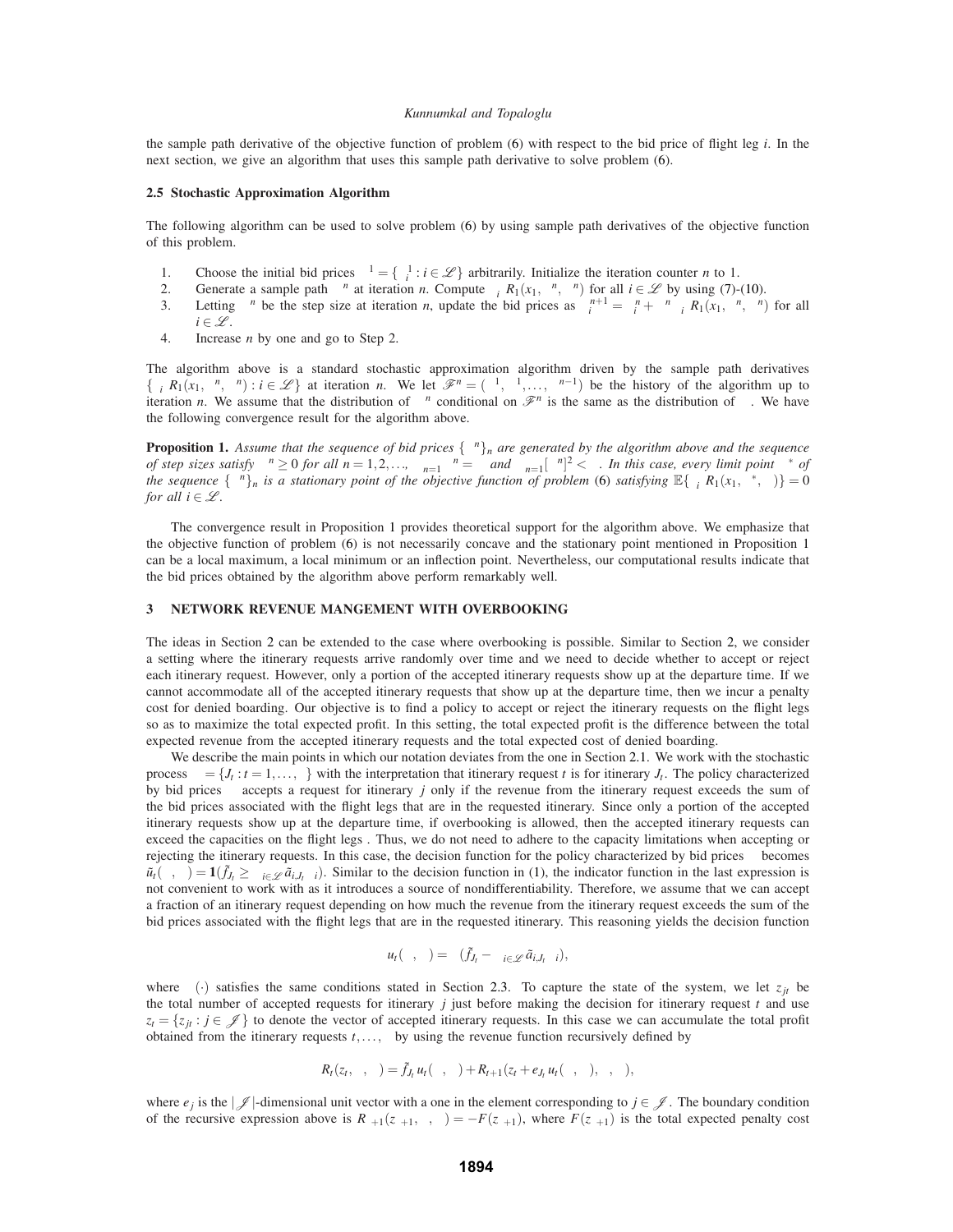the sample path derivative of the objective function of problem (6) with respect to the bid price of flight leg $i$. In the next section, we give an algorithm that uses this sample path derivative to solve problem (6).

### 2.5 Stochastic Approximation Algorithm

The following algorithm can be used to solve problem (6) by using sample path derivatives of the objective function of this problem.

1. Choose the initial bid prices $\mu^1 = \{\mu_i^1 : i \in \mathscr{L}\}$ arbitrarily. Initialize the iteration counter $n$ to 1.
2. Generate a sample path $\omega^n$ at iteration $n$. Compute $\nabla_i R_1(x_1, \mu^n, \omega^n)$ for all $i \in \mathscr{L}$ by using (7)-(10).
3. Letting $\sigma^n$ be the step size at iteration $n$, update the bid prices as $\mu_i^{n+1} = \mu_i^n + \sigma^n \nabla_i R_1(x_1, \mu^n, \omega^n)$ for all $i \in \mathscr{L}$.
4. Increase $n$ by one and go to Step 2.

The algorithm above is a standard stochastic approximation algorithm driven by the sample path derivatives $\{\nabla_i R_1(x_1, \mu^n, \omega^n) : i \in \mathscr{L}\}$ at iteration $n$. We let $\mathscr{F}^n = (\mu^1, \omega^1, \ldots, \omega^{n-1})$ be the history of the algorithm up to iteration $n$. We assume that the distribution of $\omega^n$ conditional on $\mathscr{F}^n$ is the same as the distribution of $\omega$. We have the following convergence result for the algorithm above.

**Proposition 1.** *Assume that the sequence of bid prices $\{\mu^n\}_n$ are generated by the algorithm above and the sequence of step sizes satisfy $\sigma^n \geq 0$ for all $n = 1, 2, \ldots$, $\sum_{n=1}^{\infty} \sigma^n = \infty$ and $\sum_{n=1}^{\infty} [\sigma^n]^2 < \infty$. In this case, every limit point $\mu^*$ of the sequence $\{\mu^n\}_n$ is a stationary point of the objective function of problem (6) satisfying $\mathbb{E}\{\nabla_i R_1(x_1, \mu^*, \omega)\} = 0$ for all $i \in \mathscr{L}$.*

The convergence result in Proposition 1 provides theoretical support for the algorithm above. We emphasize that the objective function of problem (6) is not necessarily concave and the stationary point mentioned in Proposition 1 can be a local maximum, a local minimum or an inflection point. Nevertheless, our computational results indicate that the bid prices obtained by the algorithm above perform remarkably well.

## 3 NETWORK REVENUE MANGEMENT WITH OVERBOOKING

The ideas in Section 2 can be extended to the case where overbooking is possible. Similar to Section 2, we consider a setting where the itinerary requests arrive randomly over time and we need to decide whether to accept or reject each itinerary request. However, only a portion of the accepted itinerary requests show up at the departure time. If we cannot accommodate all of the accepted itinerary requests that show up at the departure time, then we incur a penalty cost for denied boarding. Our objective is to find a policy to accept or reject the itinerary requests on the flight legs so as to maximize the total expected profit. In this setting, the total expected profit is the difference between the total expected revenue from the accepted itinerary requests and the total expected cost of denied boarding.

We describe the main points in which our notation deviates from the one in Section 2.1. We work with the stochastic process $\omega = \{J_t : t = 1, \ldots, \tau\}$ with the interpretation that itinerary request $t$ is for itinerary $J_t$. The policy characterized by bid prices $\mu$ accepts a request for itinerary $j$ only if the revenue from the itinerary request exceeds the sum of the bid prices associated with the flight legs that are in the requested itinerary. Since only a portion of the accepted itinerary requests show up at the departure time, if overbooking is allowed, then the accepted itinerary requests can exceed the capacities on the flight legs. Thus, we do not need to adhere to the capacity limitations when accepting or rejecting the itinerary requests. In this case, the decision function for the policy characterized by bid prices $\mu$ becomes $\tilde{u}_t(\mu, \omega) = \mathbf{1}(\tilde{f}_{J_t} \geq \sum_{i \in \mathscr{L}} \tilde{a}_{i,J_t} \mu_i)$. Similar to the decision function in (1), the indicator function in the last expression is not convenient to work with as it introduces a source of nondifferentiability. Therefore, we assume that we can accept a fraction of an itinerary request depending on how much the revenue from the itinerary request exceeds the sum of the bid prices associated with the flight legs that are in the requested itinerary. This reasoning yields the decision function

$$u_t(\mu, \omega) = \phi(\tilde{f}_{J_t} - \textstyle\sum_{i \in \mathscr{L}} \tilde{a}_{i,J_t} \mu_i),$$

where $\phi(\cdot)$ satisfies the same conditions stated in Section 2.3. To capture the state of the system, we let $z_{jt}$ be the total number of accepted requests for itinerary $j$ just before making the decision for itinerary request $t$ and use $z_t = \{z_{jt} : j \in \mathscr{J}\}$ to denote the vector of accepted itinerary requests. In this case we can accumulate the total profit obtained from the itinerary requests $t, \ldots, \tau$ by using the revenue function recursively defined by

$$R_t(z_t, \mu, \omega) = \tilde{f}_{J_t} u_t(\mu, \omega) + R_{t+1}(z_t + e_{J_t} u_t(\mu, \omega), \mu, \omega),$$

where $e_j$ is the $|\mathscr{J}|$-dimensional unit vector with a one in the element corresponding to $j \in \mathscr{J}$. The boundary condition of the recursive expression above is $R_{\tau+1}(z_{\tau+1}, \mu, \omega) = -F(z_{\tau+1})$, where $F(z_{\tau+1})$ is the total expected penalty cost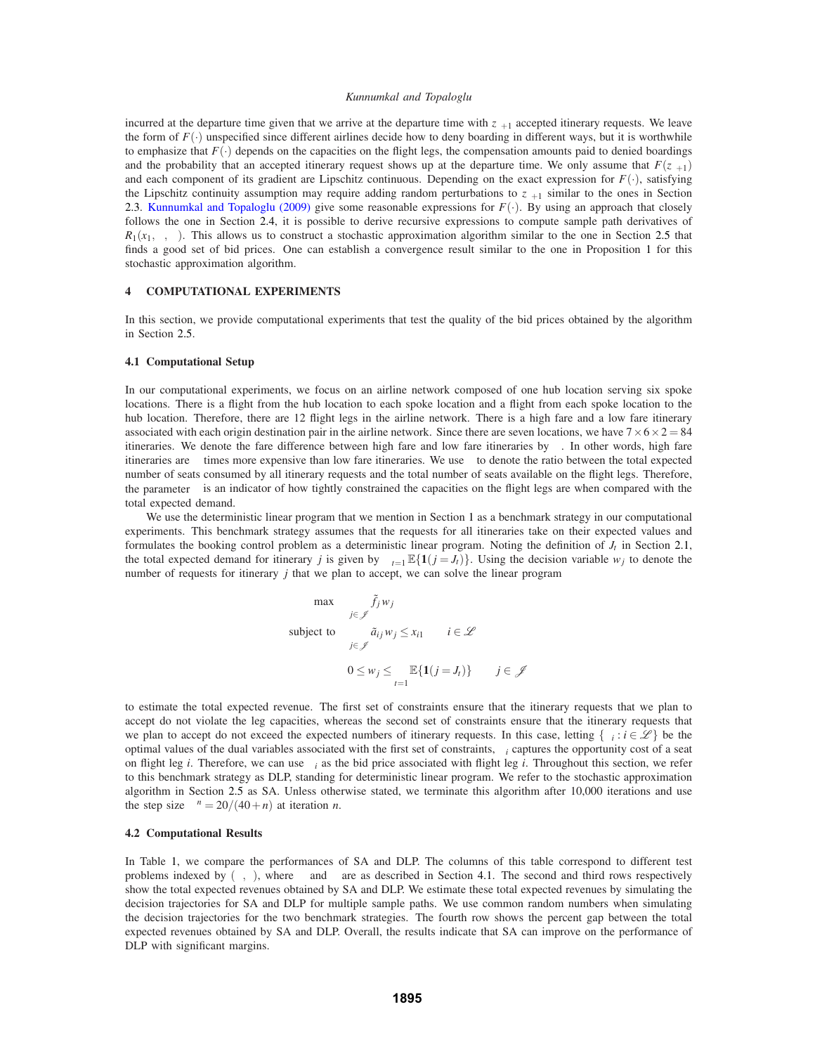incurred at the departure time given that we arrive at the departure time with $z_{\tau+1}$ accepted itinerary requests. We leave the form of $F(\cdot)$ unspecified since different airlines decide how to deny boarding in different ways, but it is worthwhile to emphasize that $F(\cdot)$ depends on the capacities on the flight legs, the compensation amounts paid to denied boardings and the probability that an accepted itinerary request shows up at the departure time. We only assume that $F(z_{\tau+1})$ and each component of its gradient are Lipschitz continuous. Depending on the exact expression for $F(\cdot)$, satisfying the Lipschitz continuity assumption may require adding random perturbations to $z_{\tau+1}$ similar to the ones in Section 2.3. Kunnumkal and Topaloglu (2009) give some reasonable expressions for $F(\cdot)$. By using an approach that closely follows the one in Section 2.4, it is possible to derive recursive expressions to compute sample path derivatives of $R_1(x_1, \cdot, \cdot)$. This allows us to construct a stochastic approximation algorithm similar to the one in Section 2.5 that finds a good set of bid prices. One can establish a convergence result similar to the one in Proposition 1 for this stochastic approximation algorithm.

## 4 COMPUTATIONAL EXPERIMENTS

In this section, we provide computational experiments that test the quality of the bid prices obtained by the algorithm in Section 2.5.

### 4.1 Computational Setup

In our computational experiments, we focus on an airline network composed of one hub location serving six spoke locations. There is a flight from the hub location to each spoke location and a flight from each spoke location to the hub location. Therefore, there are 12 flight legs in the airline network. There is a high fare and a low fare itinerary associated with each origin destination pair in the airline network. Since there are seven locations, we have $7 \times 6 \times 2 = 84$ itineraries. We denote the fare difference between high fare and low fare itineraries by $\kappa$. In other words, high fare itineraries are $\kappa$ times more expensive than low fare itineraries. We use $\alpha$ to denote the ratio between the total expected number of seats consumed by all itinerary requests and the total number of seats available on the flight legs. Therefore, the parameter $\alpha$ is an indicator of how tightly constrained the capacities on the flight legs are when compared with the total expected demand.

We use the deterministic linear program that we mention in Section 1 as a benchmark strategy in our computational experiments. This benchmark strategy assumes that the requests for all itineraries take on their expected values and formulates the booking control problem as a deterministic linear program. Noting the definition of $J_t$ in Section 2.1, the total expected demand for itinerary $j$ is given by $\sum_{t=1}^{\tau} \mathbb{E}\{\mathbf{1}(j = J_t)\}$. Using the decision variable $w_j$ to denote the number of requests for itinerary $j$ that we plan to accept, we can solve the linear program

$$
\begin{aligned}
\max \quad & \sum_{j \in \mathscr{J}} \tilde{f}_j w_j \\
\text{subject to} \quad & \sum_{j \in \mathscr{J}} \tilde{a}_{ij} w_j \leq x_{i1} \qquad i \in \mathscr{L} \\
& 0 \leq w_j \leq \sum_{t=1}^{\tau} \mathbb{E}\{\mathbf{1}(j = J_t)\} \qquad j \in \mathscr{J}
\end{aligned}
$$

to estimate the total expected revenue. The first set of constraints ensure that the itinerary requests that we plan to accept do not violate the leg capacities, whereas the second set of constraints ensure that the itinerary requests that we plan to accept do not exceed the expected numbers of itinerary requests. In this case, letting $\{\mu_i : i \in \mathscr{L}\}$ be the optimal values of the dual variables associated with the first set of constraints, $\mu_i$ captures the opportunity cost of a seat on flight leg $i$. Therefore, we can use $\mu_i$ as the bid price associated with flight leg $i$. Throughout this section, we refer to this benchmark strategy as DLP, standing for deterministic linear program. We refer to the stochastic approximation algorithm in Section 2.5 as SA. Unless otherwise stated, we terminate this algorithm after 10,000 iterations and use the step size $\sigma^n = 20/(40+n)$ at iteration $n$.

### 4.2 Computational Results

In Table 1, we compare the performances of SA and DLP. The columns of this table correspond to different test problems indexed by $(\kappa, \alpha)$, where $\kappa$ and $\alpha$ are as described in Section 4.1. The second and third rows respectively show the total expected revenues obtained by SA and DLP. We estimate these total expected revenues by simulating the decision trajectories for SA and DLP for multiple sample paths. We use common random numbers when simulating the decision trajectories for the two benchmark strategies. The fourth row shows the percent gap between the total expected revenues obtained by SA and DLP. Overall, the results indicate that SA can improve on the performance of DLP with significant margins.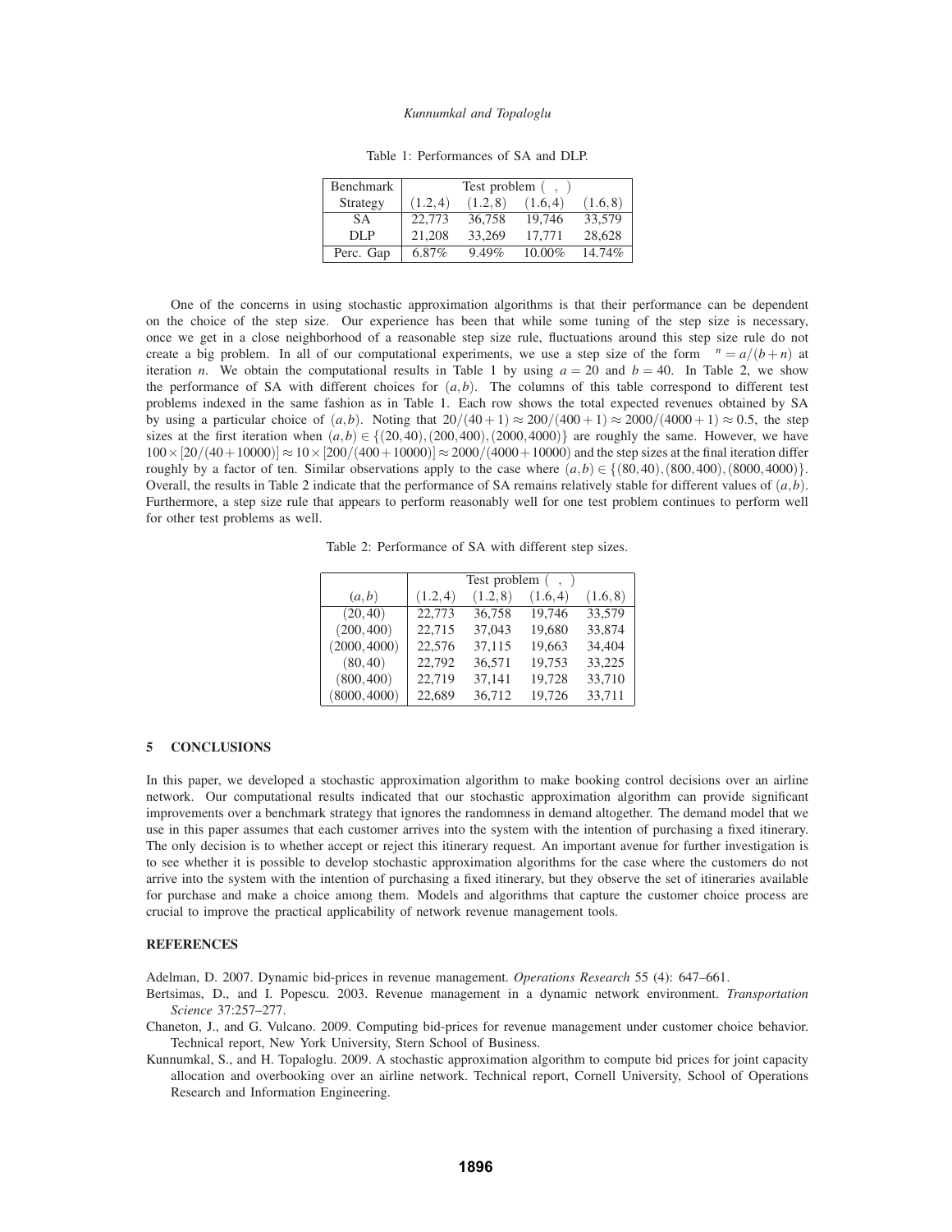Table 1: Performances of SA and DLP.

| Benchmark | Test problem $(\ ,\ )$ | | | |
|---|---|---|---|---|
| Strategy | $(1.2,4)$ | $(1.2,8)$ | $(1.6,4)$ | $(1.6,8)$ |
| SA | 22,773 | 36,758 | 19,746 | 33,579 |
| DLP | 21,208 | 33,269 | 17,771 | 28,628 |
| Perc. Gap | 6.87% | 9.49% | 10.00% | 14.74% |

One of the concerns in using stochastic approximation algorithms is that their performance can be dependent on the choice of the step size. Our experience has been that while some tuning of the step size is necessary, once we get in a close neighborhood of a reasonable step size rule, fluctuations around this step size rule do not create a big problem. In all of our computational experiments, we use a step size of the form $^n = a/(b+n)$ at iteration $n$. We obtain the computational results in Table 1 by using $a = 20$ and $b = 40$. In Table 2, we show the performance of SA with different choices for $(a,b)$. The columns of this table correspond to different test problems indexed in the same fashion as in Table 1. Each row shows the total expected revenues obtained by SA by using a particular choice of $(a,b)$. Noting that $20/(40+1) \approx 200/(400+1) \approx 2000/(4000+1) \approx 0.5$, the step sizes at the first iteration when $(a,b) \in \{(20,40),(200,400),(2000,4000)\}$ are roughly the same. However, we have $100 \times [20/(40+10000)] \approx 10 \times [200/(400+10000)] \approx 2000/(4000+10000)$ and the step sizes at the final iteration differ roughly by a factor of ten. Similar observations apply to the case where $(a,b) \in \{(80,40),(800,400),(8000,4000)\}$. Overall, the results in Table 2 indicate that the performance of SA remains relatively stable for different values of $(a,b)$. Furthermore, a step size rule that appears to perform reasonably well for one test problem continues to perform well for other test problems as well.

Table 2: Performance of SA with different step sizes.

| | Test problem $(\ ,\ )$ | | | |
|---|---|---|---|---|
| $(a,b)$ | $(1.2,4)$ | $(1.2,8)$ | $(1.6,4)$ | $(1.6,8)$ |
| $(20,40)$ | 22,773 | 36,758 | 19,746 | 33,579 |
| $(200,400)$ | 22,715 | 37,043 | 19,680 | 33,874 |
| $(2000,4000)$ | 22,576 | 37,115 | 19,663 | 34,404 |
| $(80,40)$ | 22,792 | 36,571 | 19,753 | 33,225 |
| $(800,400)$ | 22,719 | 37,141 | 19,728 | 33,710 |
| $(8000,4000)$ | 22,689 | 36,712 | 19,726 | 33,711 |

## 5 CONCLUSIONS

In this paper, we developed a stochastic approximation algorithm to make booking control decisions over an airline network. Our computational results indicated that our stochastic approximation algorithm can provide significant improvements over a benchmark strategy that ignores the randomness in demand altogether. The demand model that we use in this paper assumes that each customer arrives into the system with the intention of purchasing a fixed itinerary. The only decision is to whether accept or reject this itinerary request. An important avenue for further investigation is to see whether it is possible to develop stochastic approximation algorithms for the case where the customers do not arrive into the system with the intention of purchasing a fixed itinerary, but they observe the set of itineraries available for purchase and make a choice among them. Models and algorithms that capture the customer choice process are crucial to improve the practical applicability of network revenue management tools.

## REFERENCES

Adelman, D. 2007. Dynamic bid-prices in revenue management. *Operations Research* 55 (4): 647–661.

Bertsimas, D., and I. Popescu. 2003. Revenue management in a dynamic network environment. *Transportation Science* 37:257–277.

Chaneton, J., and G. Vulcano. 2009. Computing bid-prices for revenue management under customer choice behavior. Technical report, New York University, Stern School of Business.

Kunnumkal, S., and H. Topaloglu. 2009. A stochastic approximation algorithm to compute bid prices for joint capacity allocation and overbooking over an airline network. Technical report, Cornell University, School of Operations Research and Information Engineering.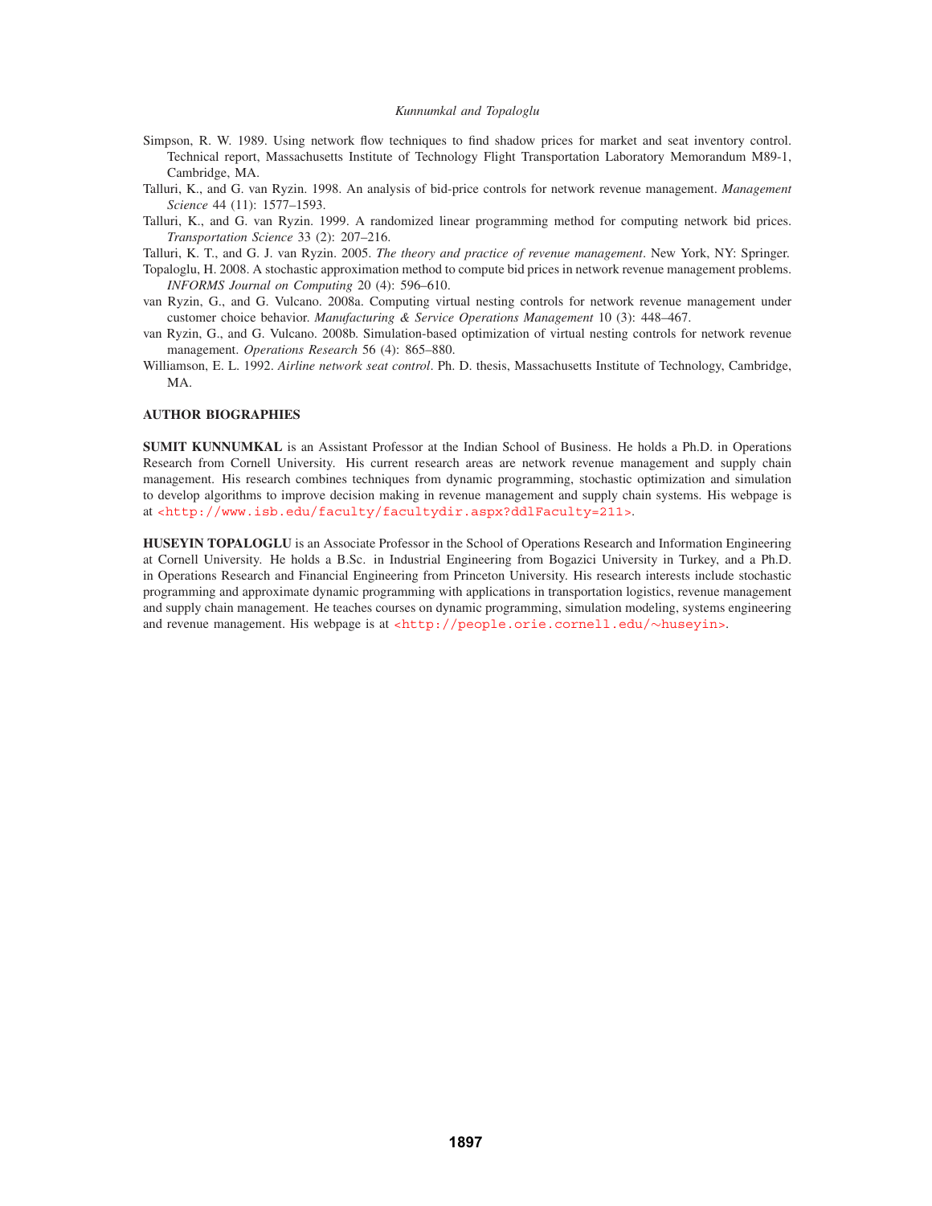Simpson, R. W. 1989. Using network flow techniques to find shadow prices for market and seat inventory control. Technical report, Massachusetts Institute of Technology Flight Transportation Laboratory Memorandum M89-1, Cambridge, MA.

Talluri, K., and G. van Ryzin. 1998. An analysis of bid-price controls for network revenue management. *Management Science* 44 (11): 1577–1593.

Talluri, K., and G. van Ryzin. 1999. A randomized linear programming method for computing network bid prices. *Transportation Science* 33 (2): 207–216.

Talluri, K. T., and G. J. van Ryzin. 2005. *The theory and practice of revenue management*. New York, NY: Springer.

Topaloglu, H. 2008. A stochastic approximation method to compute bid prices in network revenue management problems. *INFORMS Journal on Computing* 20 (4): 596–610.

van Ryzin, G., and G. Vulcano. 2008a. Computing virtual nesting controls for network revenue management under customer choice behavior. *Manufacturing & Service Operations Management* 10 (3): 448–467.

van Ryzin, G., and G. Vulcano. 2008b. Simulation-based optimization of virtual nesting controls for network revenue management. *Operations Research* 56 (4): 865–880.

Williamson, E. L. 1992. *Airline network seat control*. Ph. D. thesis, Massachusetts Institute of Technology, Cambridge, MA.

## AUTHOR BIOGRAPHIES

**SUMIT KUNNUMKAL** is an Assistant Professor at the Indian School of Business. He holds a Ph.D. in Operations Research from Cornell University. His current research areas are network revenue management and supply chain management. His research combines techniques from dynamic programming, stochastic optimization and simulation to develop algorithms to improve decision making in revenue management and supply chain systems. His webpage is at <http://www.isb.edu/faculty/facultydir.aspx?ddlFaculty=211>.

**HUSEYIN TOPALOGLU** is an Associate Professor in the School of Operations Research and Information Engineering at Cornell University. He holds a B.Sc. in Industrial Engineering from Bogazici University in Turkey, and a Ph.D. in Operations Research and Financial Engineering from Princeton University. His research interests include stochastic programming and approximate dynamic programming with applications in transportation logistics, revenue management and supply chain management. He teaches courses on dynamic programming, simulation modeling, systems engineering and revenue management. His webpage is at <http://people.orie.cornell.edu/∼huseyin>.